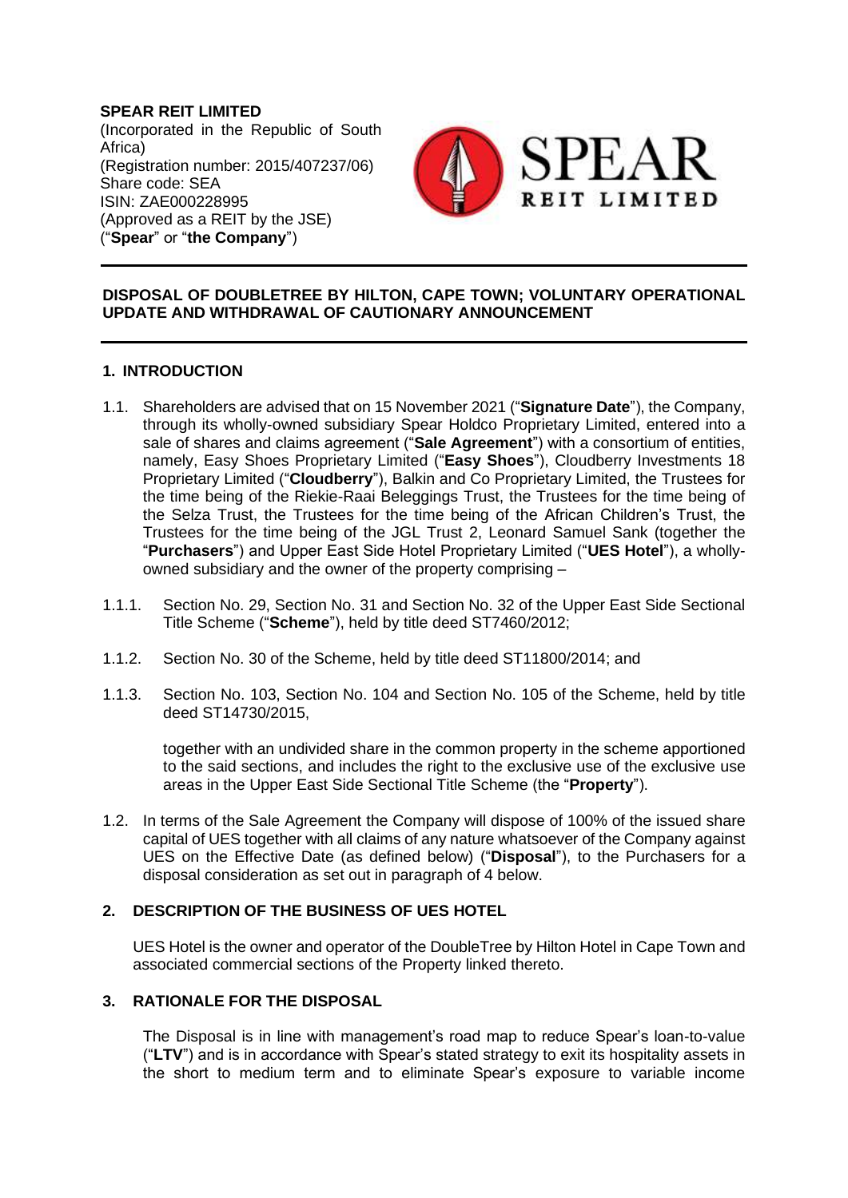**SPEAR REIT LIMITED**
(Incorporated in the Republic of South Africa)
(Registration number: 2015/407237/06)
Share code: SEA
ISIN: ZAE000228995
(Approved as a REIT by the JSE)
("**Spear**" or "**the Company**")

**DISPOSAL OF DOUBLETREE BY HILTON, CAPE TOWN; VOLUNTARY OPERATIONAL UPDATE AND WITHDRAWAL OF CAUTIONARY ANNOUNCEMENT**

## 1. INTRODUCTION

1.1. Shareholders are advised that on 15 November 2021 ("**Signature Date**"), the Company, through its wholly-owned subsidiary Spear Holdco Proprietary Limited, entered into a sale of shares and claims agreement ("**Sale Agreement**") with a consortium of entities, namely, Easy Shoes Proprietary Limited ("**Easy Shoes**"), Cloudberry Investments 18 Proprietary Limited ("**Cloudberry**"), Balkin and Co Proprietary Limited, the Trustees for the time being of the Riekie-Raai Beleggings Trust, the Trustees for the time being of the Selza Trust, the Trustees for the time being of the African Children's Trust, the Trustees for the time being of the JGL Trust 2, Leonard Samuel Sank (together the "**Purchasers**") and Upper East Side Hotel Proprietary Limited ("**UES Hotel**"), a wholly-owned subsidiary and the owner of the property comprising –

1.1.1. Section No. 29, Section No. 31 and Section No. 32 of the Upper East Side Sectional Title Scheme ("**Scheme**"), held by title deed ST7460/2012;

1.1.2. Section No. 30 of the Scheme, held by title deed ST11800/2014; and

1.1.3. Section No. 103, Section No. 104 and Section No. 105 of the Scheme, held by title deed ST14730/2015,

together with an undivided share in the common property in the scheme apportioned to the said sections, and includes the right to the exclusive use of the exclusive use areas in the Upper East Side Sectional Title Scheme (the "**Property**").

1.2. In terms of the Sale Agreement the Company will dispose of 100% of the issued share capital of UES together with all claims of any nature whatsoever of the Company against UES on the Effective Date (as defined below) ("**Disposal**"), to the Purchasers for a disposal consideration as set out in paragraph of 4 below.

## 2. DESCRIPTION OF THE BUSINESS OF UES HOTEL

UES Hotel is the owner and operator of the DoubleTree by Hilton Hotel in Cape Town and associated commercial sections of the Property linked thereto.

## 3. RATIONALE FOR THE DISPOSAL

The Disposal is in line with management's road map to reduce Spear's loan-to-value ("**LTV**") and is in accordance with Spear's stated strategy to exit its hospitality assets in the short to medium term and to eliminate Spear's exposure to variable income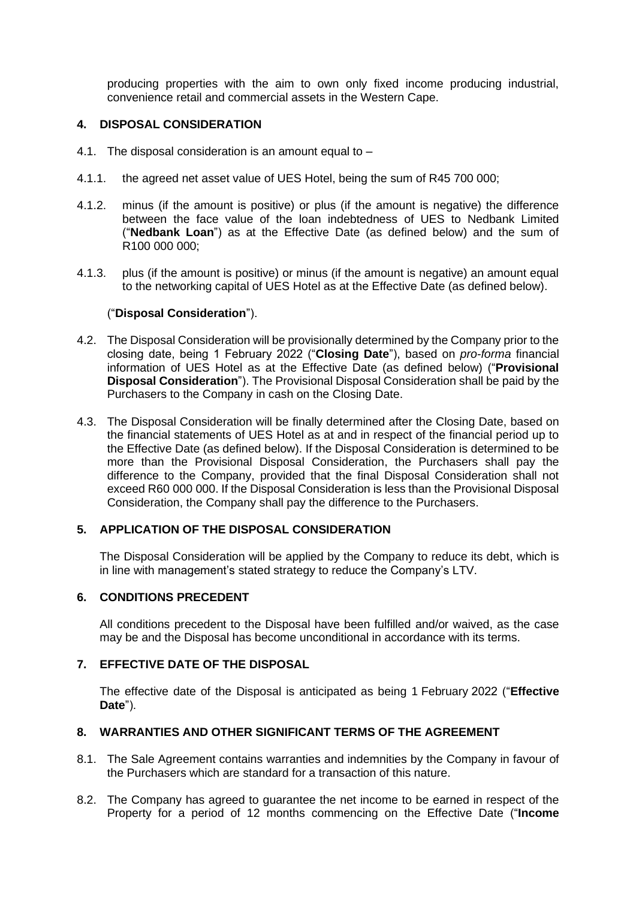producing properties with the aim to own only fixed income producing industrial, convenience retail and commercial assets in the Western Cape.

## 4. DISPOSAL CONSIDERATION

4.1. The disposal consideration is an amount equal to –

4.1.1. the agreed net asset value of UES Hotel, being the sum of R45 700 000;

4.1.2. minus (if the amount is positive) or plus (if the amount is negative) the difference between the face value of the loan indebtedness of UES to Nedbank Limited ("**Nedbank Loan**") as at the Effective Date (as defined below) and the sum of R100 000 000;

4.1.3. plus (if the amount is positive) or minus (if the amount is negative) an amount equal to the networking capital of UES Hotel as at the Effective Date (as defined below).

("**Disposal Consideration**").

4.2. The Disposal Consideration will be provisionally determined by the Company prior to the closing date, being 1 February 2022 ("**Closing Date**"), based on *pro-forma* financial information of UES Hotel as at the Effective Date (as defined below) ("**Provisional Disposal Consideration**"). The Provisional Disposal Consideration shall be paid by the Purchasers to the Company in cash on the Closing Date.

4.3. The Disposal Consideration will be finally determined after the Closing Date, based on the financial statements of UES Hotel as at and in respect of the financial period up to the Effective Date (as defined below). If the Disposal Consideration is determined to be more than the Provisional Disposal Consideration, the Purchasers shall pay the difference to the Company, provided that the final Disposal Consideration shall not exceed R60 000 000. If the Disposal Consideration is less than the Provisional Disposal Consideration, the Company shall pay the difference to the Purchasers.

## 5. APPLICATION OF THE DISPOSAL CONSIDERATION

The Disposal Consideration will be applied by the Company to reduce its debt, which is in line with management's stated strategy to reduce the Company's LTV.

## 6. CONDITIONS PRECEDENT

All conditions precedent to the Disposal have been fulfilled and/or waived, as the case may be and the Disposal has become unconditional in accordance with its terms.

## 7. EFFECTIVE DATE OF THE DISPOSAL

The effective date of the Disposal is anticipated as being 1 February 2022 ("**Effective Date**").

## 8. WARRANTIES AND OTHER SIGNIFICANT TERMS OF THE AGREEMENT

8.1. The Sale Agreement contains warranties and indemnities by the Company in favour of the Purchasers which are standard for a transaction of this nature.

8.2. The Company has agreed to guarantee the net income to be earned in respect of the Property for a period of 12 months commencing on the Effective Date ("**Income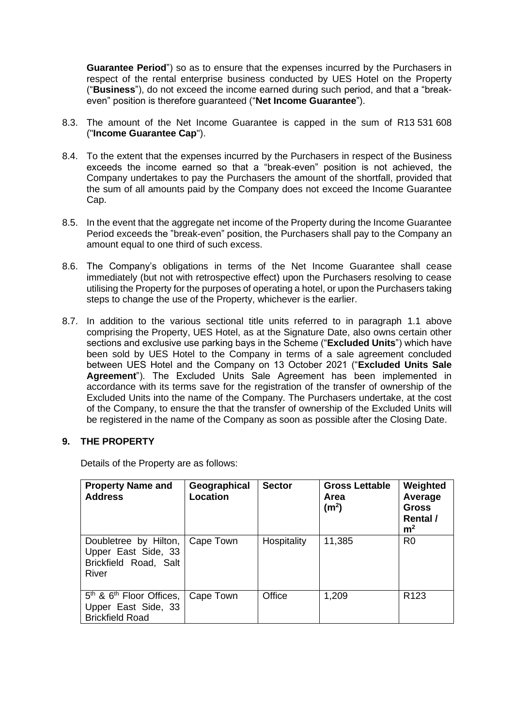**Guarantee Period**") so as to ensure that the expenses incurred by the Purchasers in respect of the rental enterprise business conducted by UES Hotel on the Property ("**Business**"), do not exceed the income earned during such period, and that a "break-even" position is therefore guaranteed ("**Net Income Guarantee**").

8.3. The amount of the Net Income Guarantee is capped in the sum of R13 531 608 ("**Income Guarantee Cap**").

8.4. To the extent that the expenses incurred by the Purchasers in respect of the Business exceeds the income earned so that a "break-even" position is not achieved, the Company undertakes to pay the Purchasers the amount of the shortfall, provided that the sum of all amounts paid by the Company does not exceed the Income Guarantee Cap.

8.5. In the event that the aggregate net income of the Property during the Income Guarantee Period exceeds the "break-even" position, the Purchasers shall pay to the Company an amount equal to one third of such excess.

8.6. The Company's obligations in terms of the Net Income Guarantee shall cease immediately (but not with retrospective effect) upon the Purchasers resolving to cease utilising the Property for the purposes of operating a hotel, or upon the Purchasers taking steps to change the use of the Property, whichever is the earlier.

8.7. In addition to the various sectional title units referred to in paragraph 1.1 above comprising the Property, UES Hotel, as at the Signature Date, also owns certain other sections and exclusive use parking bays in the Scheme ("**Excluded Units**") which have been sold by UES Hotel to the Company in terms of a sale agreement concluded between UES Hotel and the Company on 13 October 2021 ("**Excluded Units Sale Agreement**"). The Excluded Units Sale Agreement has been implemented in accordance with its terms save for the registration of the transfer of ownership of the Excluded Units into the name of the Company. The Purchasers undertake, at the cost of the Company, to ensure the that the transfer of ownership of the Excluded Units will be registered in the name of the Company as soon as possible after the Closing Date.

## 9. THE PROPERTY

Details of the Property are as follows:

| Property Name and Address | Geographical Location | Sector | Gross Lettable Area (m$^2$) | Weighted Average Gross Rental / m$^2$ |
|---|---|---|---|---|
| Doubletree by Hilton, Upper East Side, 33 Brickfield Road, Salt River | Cape Town | Hospitality | 11,385 | R0 |
| 5th & 6th Floor Offices, Upper East Side, 33 Brickfield Road | Cape Town | Office | 1,209 | R123 |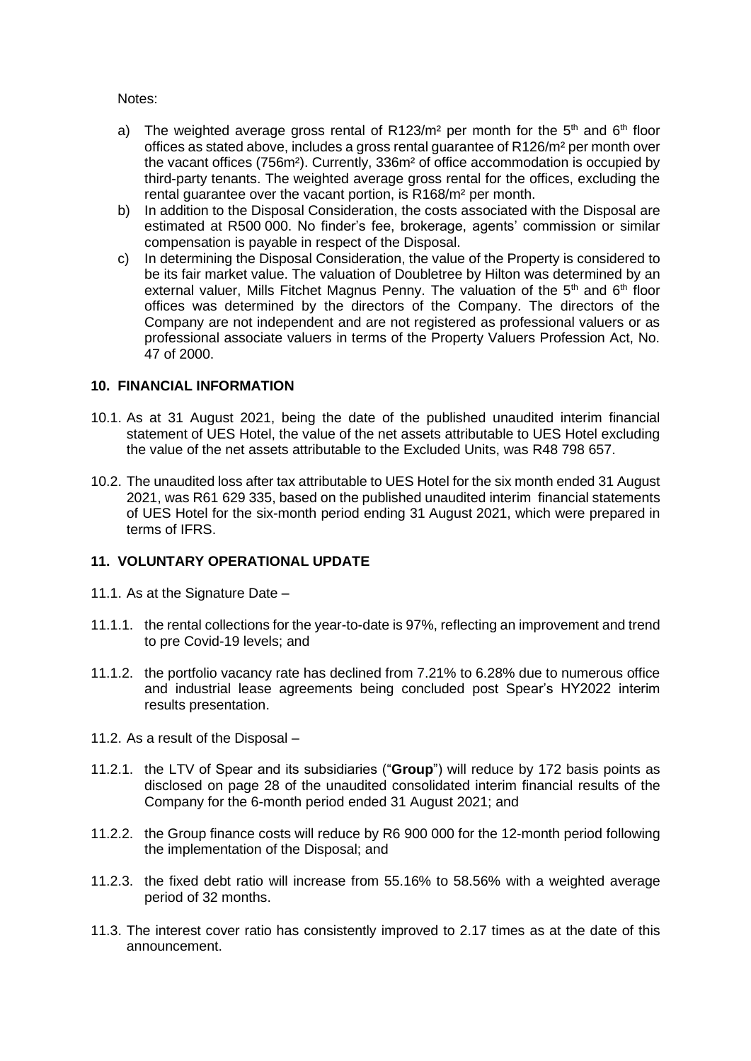Notes:

a) The weighted average gross rental of R123/m² per month for the 5[th] and 6[th] floor offices as stated above, includes a gross rental guarantee of R126/m² per month over the vacant offices (756m²). Currently, 336m² of office accommodation is occupied by third-party tenants. The weighted average gross rental for the offices, excluding the rental guarantee over the vacant portion, is R168/m² per month.
b) In addition to the Disposal Consideration, the costs associated with the Disposal are estimated at R500 000. No finder's fee, brokerage, agents' commission or similar compensation is payable in respect of the Disposal.
c) In determining the Disposal Consideration, the value of the Property is considered to be its fair market value. The valuation of Doubletree by Hilton was determined by an external valuer, Mills Fitchet Magnus Penny. The valuation of the 5[th] and 6[th] floor offices was determined by the directors of the Company. The directors of the Company are not independent and are not registered as professional valuers or as professional associate valuers in terms of the Property Valuers Profession Act, No. 47 of 2000.

## 10. FINANCIAL INFORMATION

10.1. As at 31 August 2021, being the date of the published unaudited interim financial statement of UES Hotel, the value of the net assets attributable to UES Hotel excluding the value of the net assets attributable to the Excluded Units, was R48 798 657.

10.2. The unaudited loss after tax attributable to UES Hotel for the six month ended 31 August 2021, was R61 629 335, based on the published unaudited interim financial statements of UES Hotel for the six-month period ending 31 August 2021, which were prepared in terms of IFRS.

## 11. VOLUNTARY OPERATIONAL UPDATE

11.1. As at the Signature Date –

11.1.1. the rental collections for the year-to-date is 97%, reflecting an improvement and trend to pre Covid-19 levels; and

11.1.2. the portfolio vacancy rate has declined from 7.21% to 6.28% due to numerous office and industrial lease agreements being concluded post Spear's HY2022 interim results presentation.

11.2. As a result of the Disposal –

11.2.1. the LTV of Spear and its subsidiaries ("**Group**") will reduce by 172 basis points as disclosed on page 28 of the unaudited consolidated interim financial results of the Company for the 6-month period ended 31 August 2021; and

11.2.2. the Group finance costs will reduce by R6 900 000 for the 12-month period following the implementation of the Disposal; and

11.2.3. the fixed debt ratio will increase from 55.16% to 58.56% with a weighted average period of 32 months.

11.3. The interest cover ratio has consistently improved to 2.17 times as at the date of this announcement.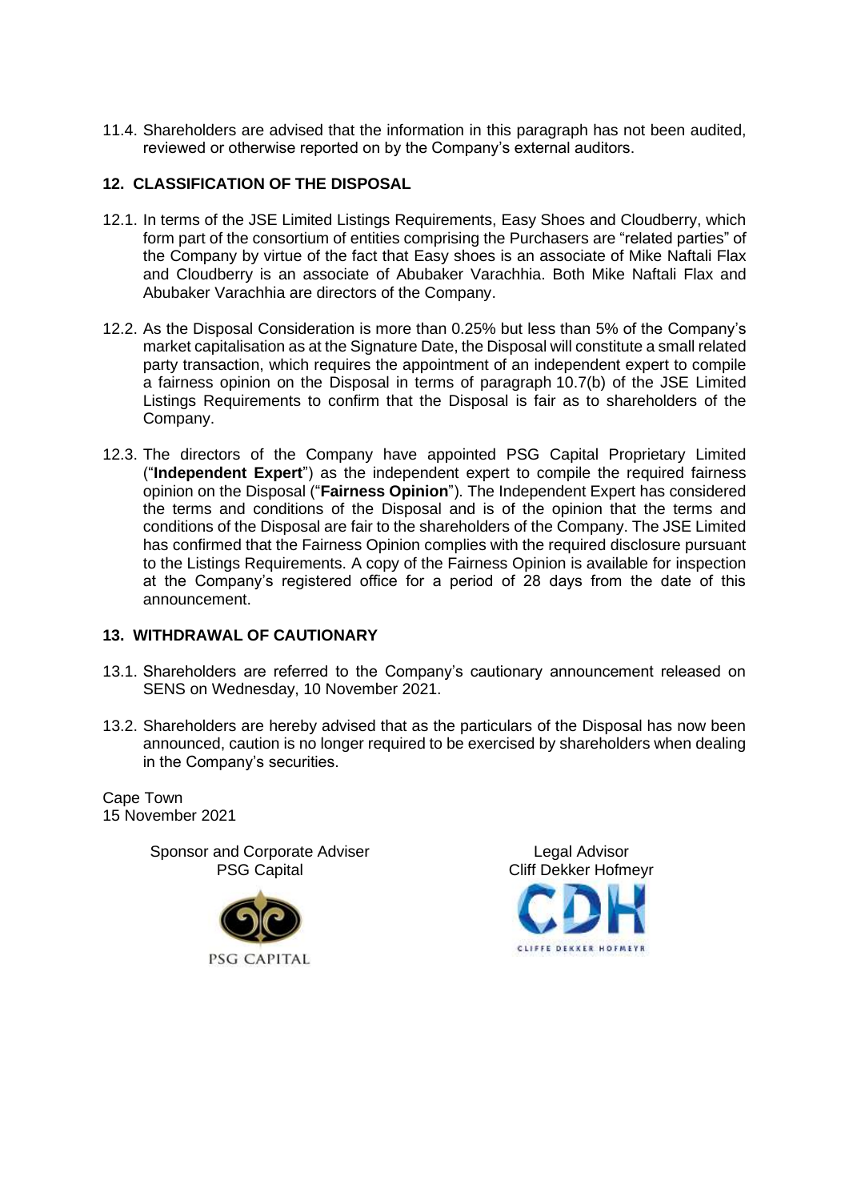11.4. Shareholders are advised that the information in this paragraph has not been audited, reviewed or otherwise reported on by the Company's external auditors.

## 12. CLASSIFICATION OF THE DISPOSAL

12.1. In terms of the JSE Limited Listings Requirements, Easy Shoes and Cloudberry, which form part of the consortium of entities comprising the Purchasers are "related parties" of the Company by virtue of the fact that Easy shoes is an associate of Mike Naftali Flax and Cloudberry is an associate of Abubaker Varachhia. Both Mike Naftali Flax and Abubaker Varachhia are directors of the Company.

12.2. As the Disposal Consideration is more than 0.25% but less than 5% of the Company's market capitalisation as at the Signature Date, the Disposal will constitute a small related party transaction, which requires the appointment of an independent expert to compile a fairness opinion on the Disposal in terms of paragraph 10.7(b) of the JSE Limited Listings Requirements to confirm that the Disposal is fair as to shareholders of the Company.

12.3. The directors of the Company have appointed PSG Capital Proprietary Limited ("**Independent Expert**") as the independent expert to compile the required fairness opinion on the Disposal ("**Fairness Opinion**"). The Independent Expert has considered the terms and conditions of the Disposal and is of the opinion that the terms and conditions of the Disposal are fair to the shareholders of the Company. The JSE Limited has confirmed that the Fairness Opinion complies with the required disclosure pursuant to the Listings Requirements. A copy of the Fairness Opinion is available for inspection at the Company's registered office for a period of 28 days from the date of this announcement.

## 13. WITHDRAWAL OF CAUTIONARY

13.1. Shareholders are referred to the Company's cautionary announcement released on SENS on Wednesday, 10 November 2021.

13.2. Shareholders are hereby advised that as the particulars of the Disposal has now been announced, caution is no longer required to be exercised by shareholders when dealing in the Company's securities.

Cape Town
15 November 2021

Sponsor and Corporate Adviser
PSG Capital

PSG CAPITAL

Legal Advisor
Cliff Dekker Hofmeyr

CLIFFE DEKKER HOFMEYR